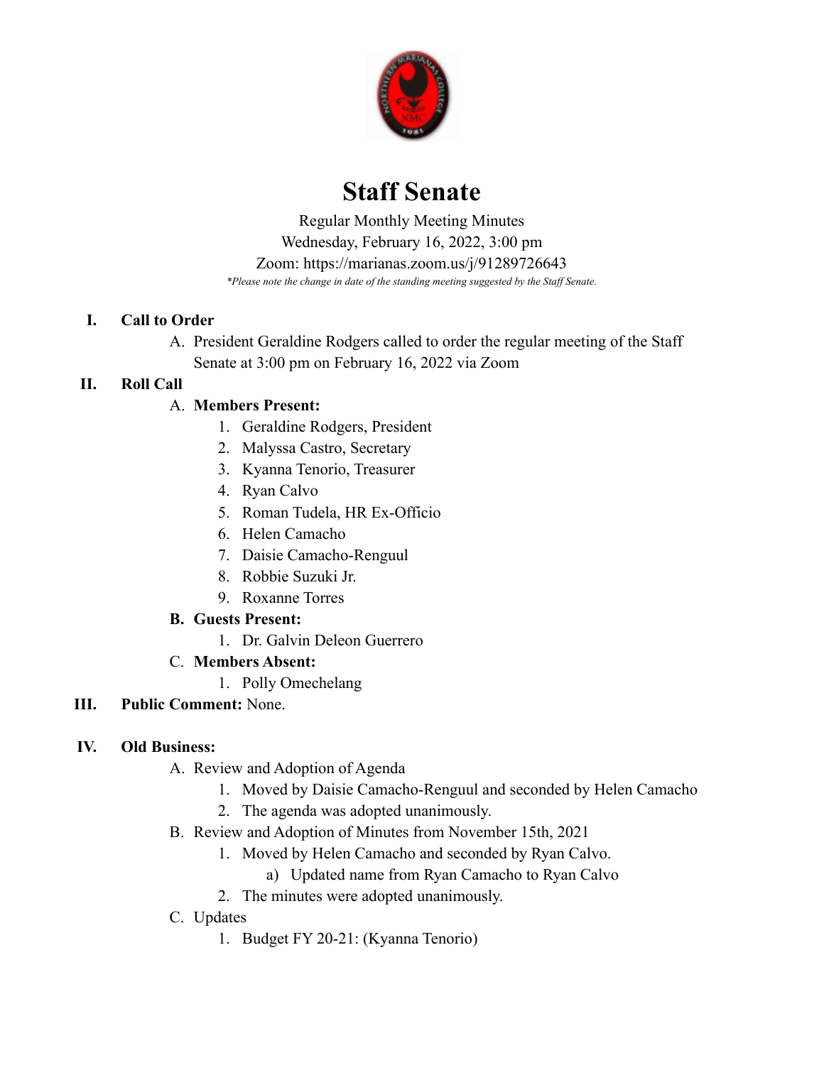# Staff Senate

Regular Monthly Meeting Minutes
Wednesday, February 16, 2022, 3:00 pm
Zoom: https://marianas.zoom.us/j/91289726643
*Please note the change in date of the standing meeting suggested by the Staff Senate.*

## I. Call to Order

A. President Geraldine Rodgers called to order the regular meeting of the Staff Senate at 3:00 pm on February 16, 2022 via Zoom

## II. Roll Call

A. **Members Present:**
1. Geraldine Rodgers, President
2. Malyssa Castro, Secretary
3. Kyanna Tenorio, Treasurer
4. Ryan Calvo
5. Roman Tudela, HR Ex-Officio
6. Helen Camacho
7. Daisie Camacho-Renguul
8. Robbie Suzuki Jr.
9. Roxanne Torres

**B. Guests Present:**
1. Dr. Galvin Deleon Guerrero

C. **Members Absent:**
1. Polly Omechelang

## III. Public Comment: None.

## IV. Old Business:

A. Review and Adoption of Agenda
1. Moved by Daisie Camacho-Renguul and seconded by Helen Camacho
2. The agenda was adopted unanimously.

B. Review and Adoption of Minutes from November 15th, 2021
1. Moved by Helen Camacho and seconded by Ryan Calvo.
   a) Updated name from Ryan Camacho to Ryan Calvo
2. The minutes were adopted unanimously.

C. Updates
1. Budget FY 20-21: (Kyanna Tenorio)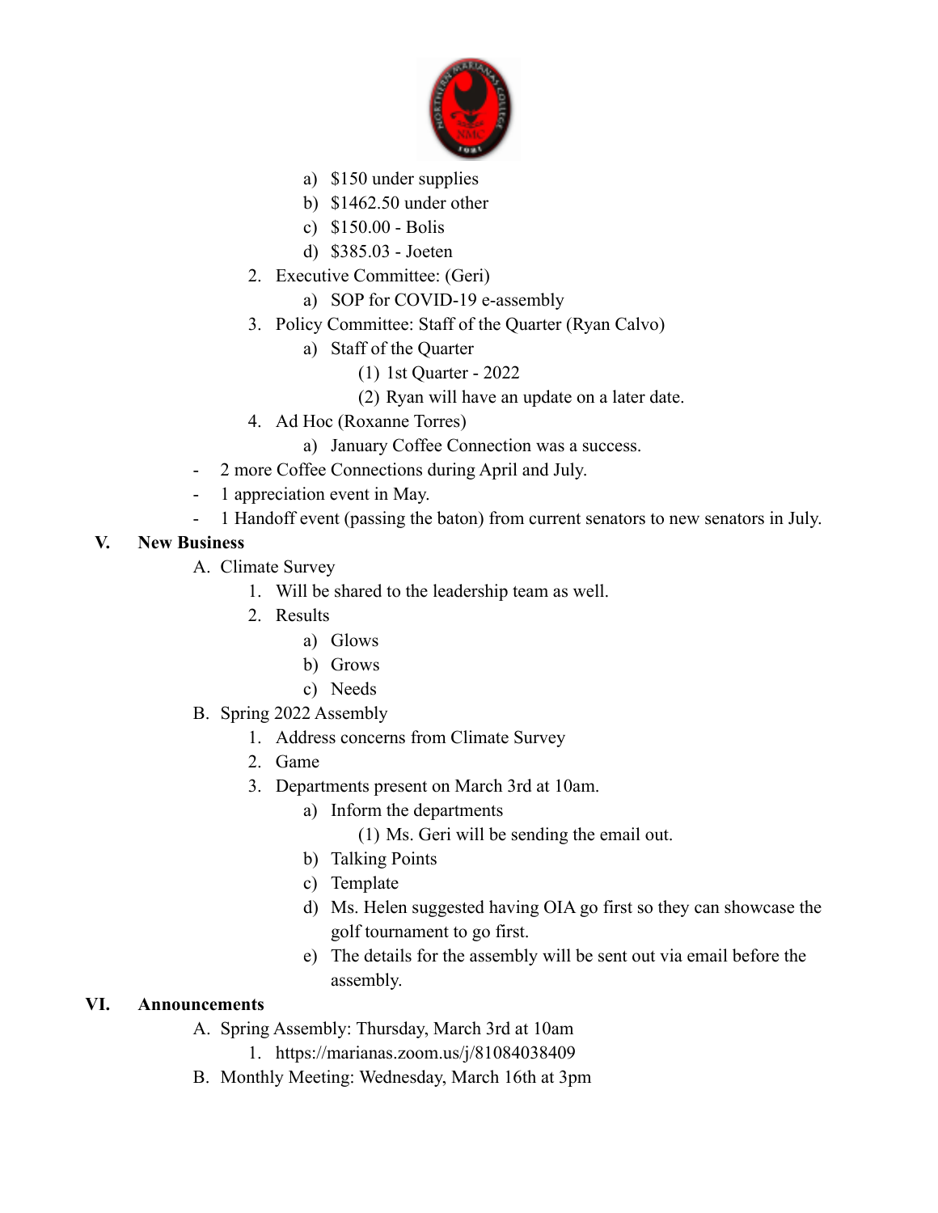a) $150 under supplies
b) $1462.50 under other
c) $150.00 - Bolis
d) $385.03 - Joeten

2. Executive Committee: (Geri)
    a) SOP for COVID-19 e-assembly
3. Policy Committee: Staff of the Quarter (Ryan Calvo)
    a) Staff of the Quarter
        (1) 1st Quarter - 2022
        (2) Ryan will have an update on a later date.
4. Ad Hoc (Roxanne Torres)
    a) January Coffee Connection was a success.

- 2 more Coffee Connections during April and July.
- 1 appreciation event in May.
- 1 Handoff event (passing the baton) from current senators to new senators in July.

**V. New Business**

A. Climate Survey
1. Will be shared to the leadership team as well.
2. Results
    a) Glows
    b) Grows
    c) Needs

B. Spring 2022 Assembly
1. Address concerns from Climate Survey
2. Game
3. Departments present on March 3rd at 10am.
    a) Inform the departments
        (1) Ms. Geri will be sending the email out.
    b) Talking Points
    c) Template
    d) Ms. Helen suggested having OIA go first so they can showcase the golf tournament to go first.
    e) The details for the assembly will be sent out via email before the assembly.

**VI. Announcements**

A. Spring Assembly: Thursday, March 3rd at 10am
1. https://marianas.zoom.us/j/81084038409

B. Monthly Meeting: Wednesday, March 16th at 3pm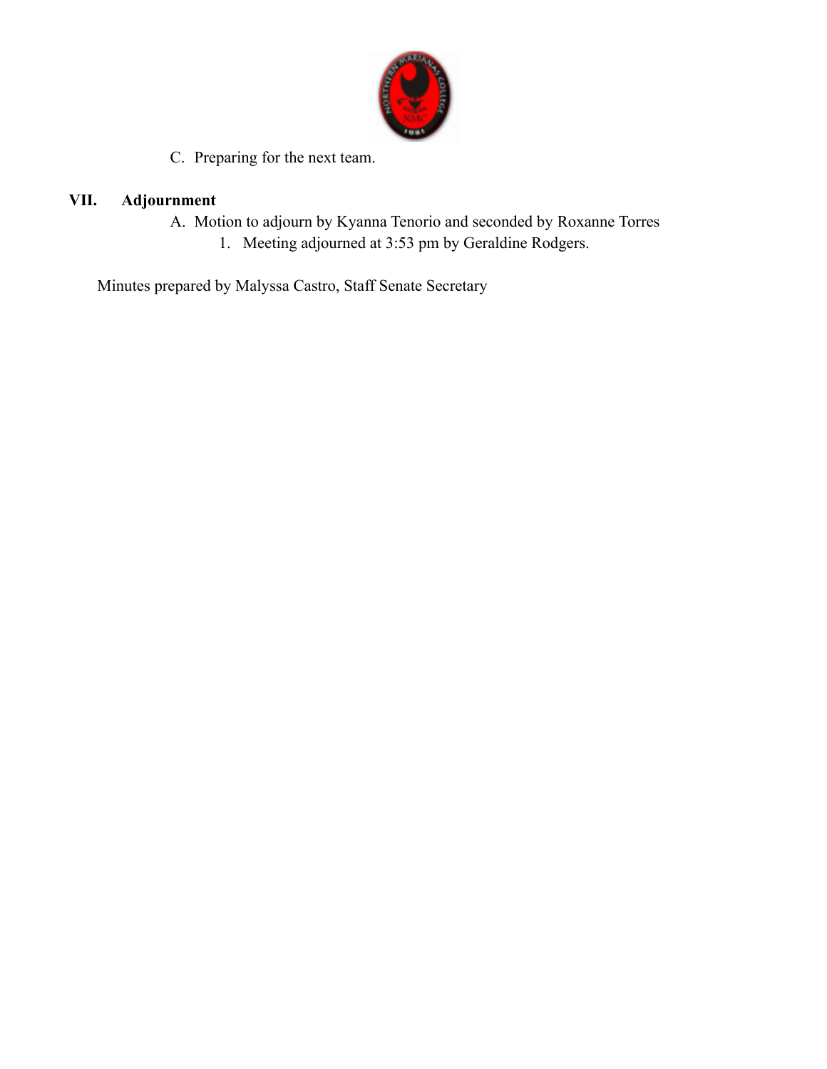C. Preparing for the next team.

## VII. Adjournment

A. Motion to adjourn by Kyanna Tenorio and seconded by Roxanne Torres
   1. Meeting adjourned at 3:53 pm by Geraldine Rodgers.

Minutes prepared by Malyssa Castro, Staff Senate Secretary